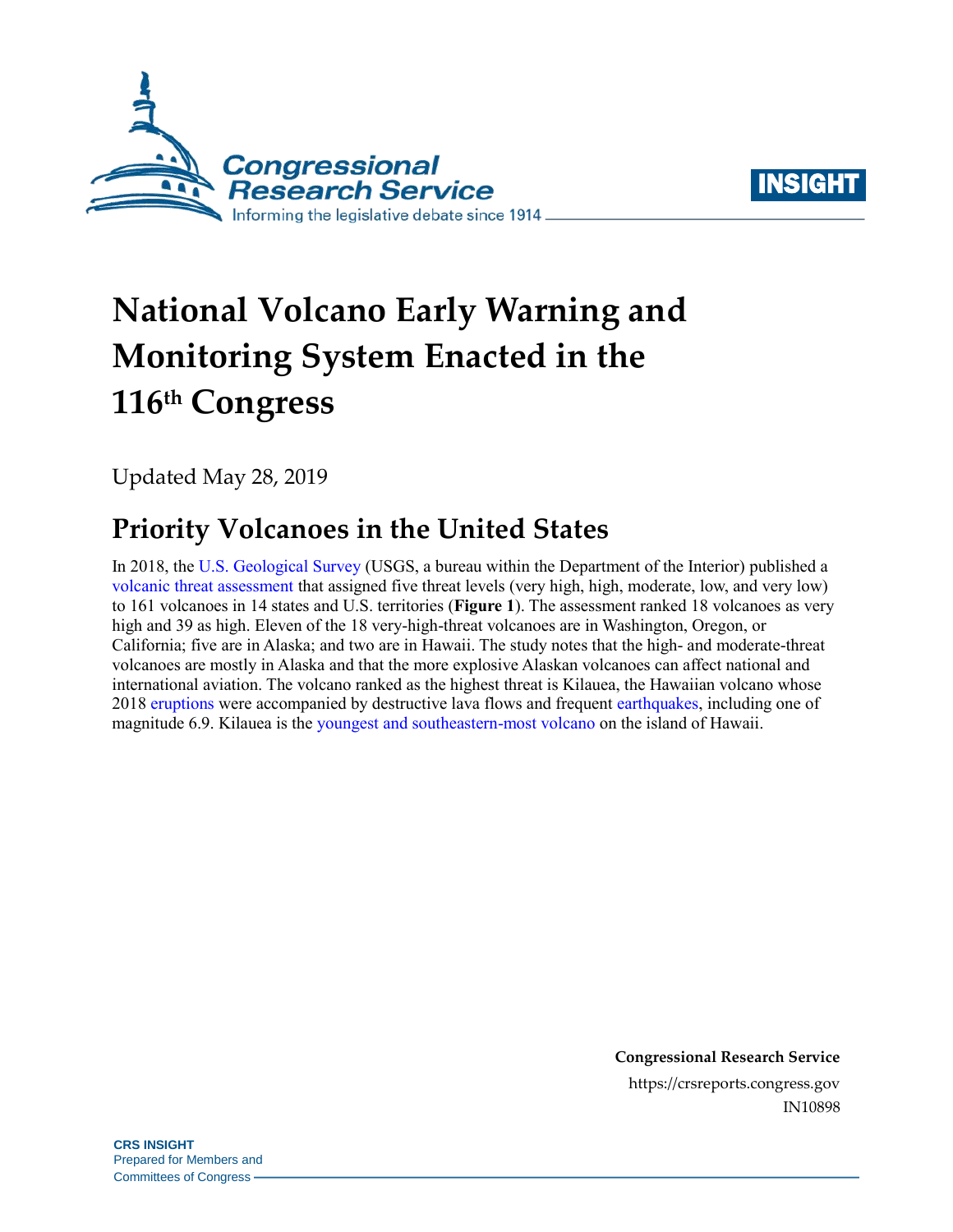# National Volcano Early Warning and Monitoring System Enacted in the 116th Congress

Updated May 28, 2019

## Priority Volcanoes in the United States

In 2018, the U.S. Geological Survey (USGS, a bureau within the Department of the Interior) published a volcanic threat assessment that assigned five threat levels (very high, high, moderate, low, and very low) to 161 volcanoes in 14 states and U.S. territories (**Figure 1**). The assessment ranked 18 volcanoes as very high and 39 as high. Eleven of the 18 very-high-threat volcanoes are in Washington, Oregon, or California; five are in Alaska; and two are in Hawaii. The study notes that the high- and moderate-threat volcanoes are mostly in Alaska and that the more explosive Alaskan volcanoes can affect national and international aviation. The volcano ranked as the highest threat is Kilauea, the Hawaiian volcano whose 2018 eruptions were accompanied by destructive lava flows and frequent earthquakes, including one of magnitude 6.9. Kilauea is the youngest and southeastern-most volcano on the island of Hawaii.

**Congressional Research Service**
https://crsreports.congress.gov
IN10898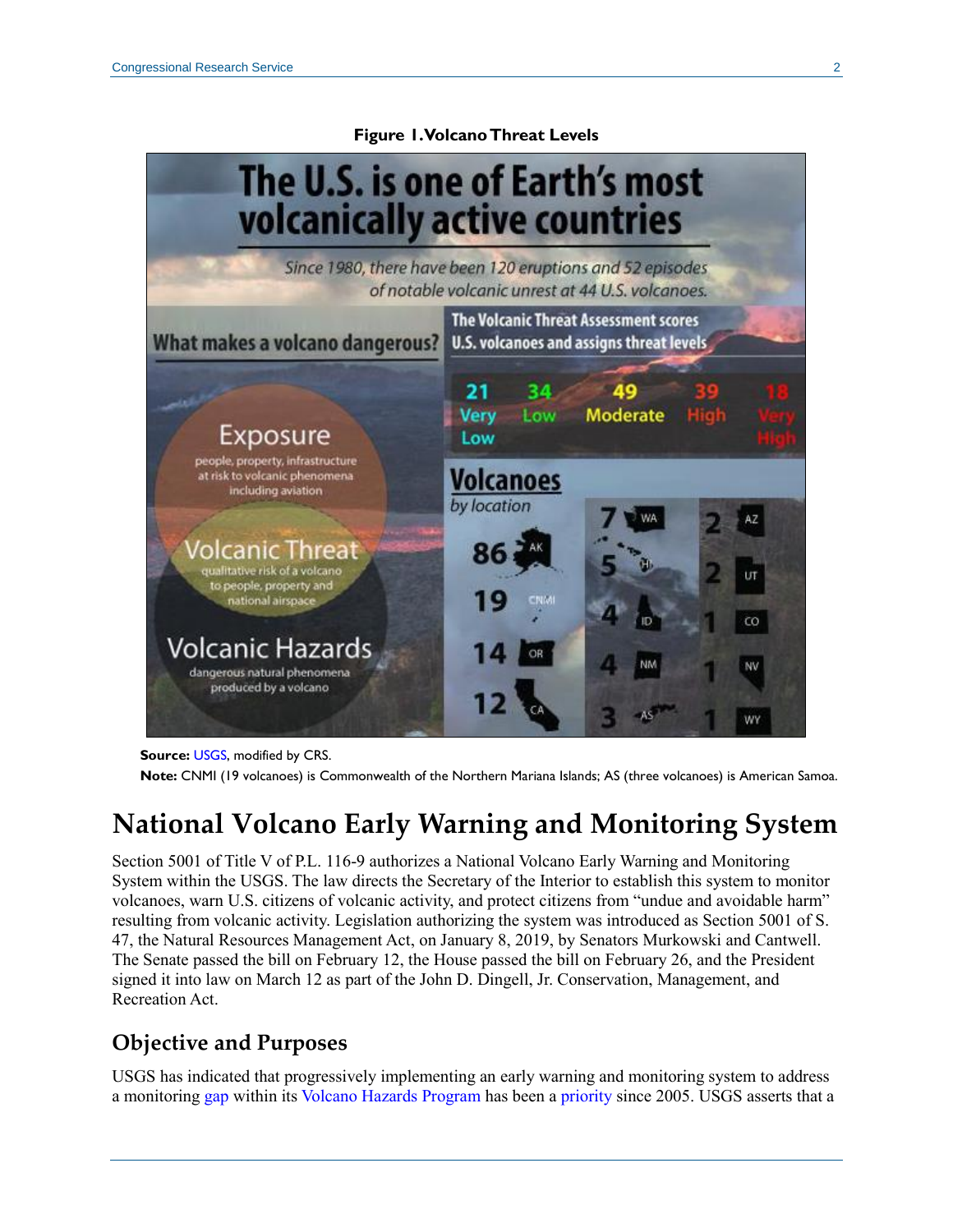**Figure 1. Volcano Threat Levels**

**Source:** USGS, modified by CRS.

**Note:** CNMI (19 volcanoes) is Commonwealth of the Northern Mariana Islands; AS (three volcanoes) is American Samoa.

# National Volcano Early Warning and Monitoring System

Section 5001 of Title V of P.L. 116-9 authorizes a National Volcano Early Warning and Monitoring System within the USGS. The law directs the Secretary of the Interior to establish this system to monitor volcanoes, warn U.S. citizens of volcanic activity, and protect citizens from "undue and avoidable harm" resulting from volcanic activity. Legislation authorizing the system was introduced as Section 5001 of S. 47, the Natural Resources Management Act, on January 8, 2019, by Senators Murkowski and Cantwell. The Senate passed the bill on February 12, the House passed the bill on February 26, and the President signed it into law on March 12 as part of the John D. Dingell, Jr. Conservation, Management, and Recreation Act.

## Objective and Purposes

USGS has indicated that progressively implementing an early warning and monitoring system to address a monitoring gap within its Volcano Hazards Program has been a priority since 2005. USGS asserts that a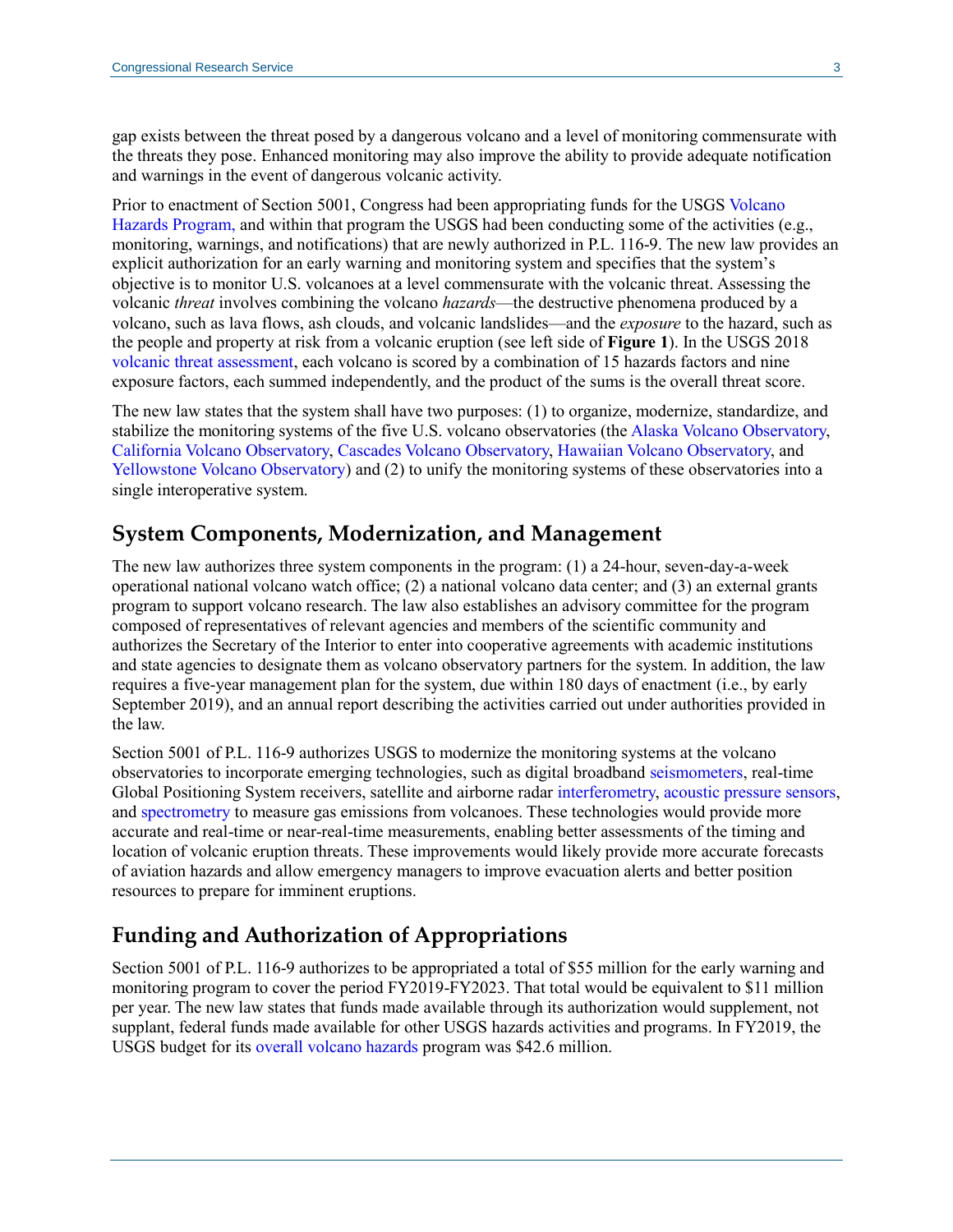gap exists between the threat posed by a dangerous volcano and a level of monitoring commensurate with the threats they pose. Enhanced monitoring may also improve the ability to provide adequate notification and warnings in the event of dangerous volcanic activity.

Prior to enactment of Section 5001, Congress had been appropriating funds for the USGS Volcano Hazards Program, and within that program the USGS had been conducting some of the activities (e.g., monitoring, warnings, and notifications) that are newly authorized in P.L. 116-9. The new law provides an explicit authorization for an early warning and monitoring system and specifies that the system's objective is to monitor U.S. volcanoes at a level commensurate with the volcanic threat. Assessing the volcanic *threat* involves combining the volcano *hazards*—the destructive phenomena produced by a volcano, such as lava flows, ash clouds, and volcanic landslides—and the *exposure* to the hazard, such as the people and property at risk from a volcanic eruption (see left side of **Figure 1**). In the USGS 2018 volcanic threat assessment, each volcano is scored by a combination of 15 hazards factors and nine exposure factors, each summed independently, and the product of the sums is the overall threat score.

The new law states that the system shall have two purposes: (1) to organize, modernize, standardize, and stabilize the monitoring systems of the five U.S. volcano observatories (the Alaska Volcano Observatory, California Volcano Observatory, Cascades Volcano Observatory, Hawaiian Volcano Observatory, and Yellowstone Volcano Observatory) and (2) to unify the monitoring systems of these observatories into a single interoperative system.

## System Components, Modernization, and Management

The new law authorizes three system components in the program: (1) a 24-hour, seven-day-a-week operational national volcano watch office; (2) a national volcano data center; and (3) an external grants program to support volcano research. The law also establishes an advisory committee for the program composed of representatives of relevant agencies and members of the scientific community and authorizes the Secretary of the Interior to enter into cooperative agreements with academic institutions and state agencies to designate them as volcano observatory partners for the system. In addition, the law requires a five-year management plan for the system, due within 180 days of enactment (i.e., by early September 2019), and an annual report describing the activities carried out under authorities provided in the law.

Section 5001 of P.L. 116-9 authorizes USGS to modernize the monitoring systems at the volcano observatories to incorporate emerging technologies, such as digital broadband seismometers, real-time Global Positioning System receivers, satellite and airborne radar interferometry, acoustic pressure sensors, and spectrometry to measure gas emissions from volcanoes. These technologies would provide more accurate and real-time or near-real-time measurements, enabling better assessments of the timing and location of volcanic eruption threats. These improvements would likely provide more accurate forecasts of aviation hazards and allow emergency managers to improve evacuation alerts and better position resources to prepare for imminent eruptions.

## Funding and Authorization of Appropriations

Section 5001 of P.L. 116-9 authorizes to be appropriated a total of $55 million for the early warning and monitoring program to cover the period FY2019-FY2023. That total would be equivalent to $11 million per year. The new law states that funds made available through its authorization would supplement, not supplant, federal funds made available for other USGS hazards activities and programs. In FY2019, the USGS budget for its overall volcano hazards program was $42.6 million.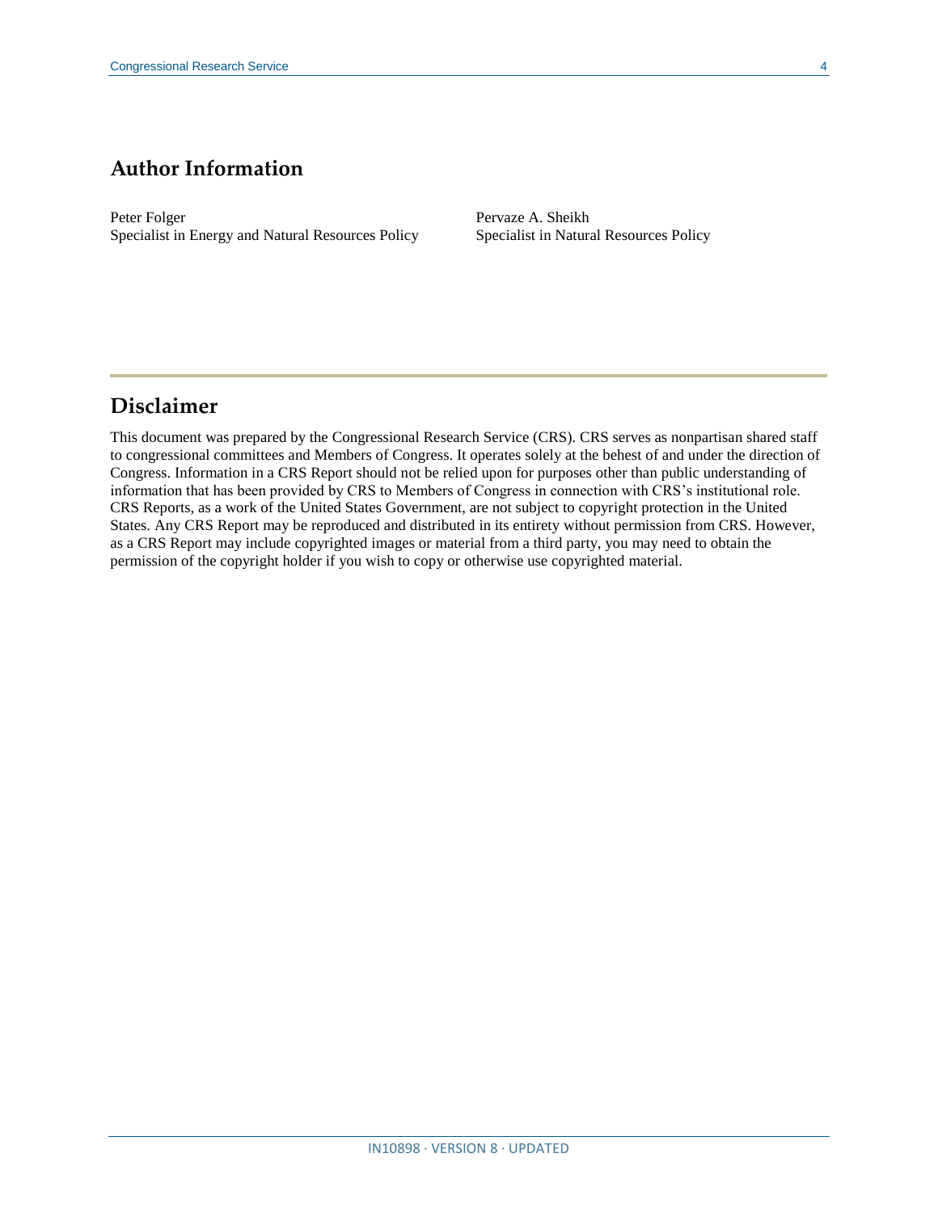## Author Information

Peter Folger
Specialist in Energy and Natural Resources Policy

Pervaze A. Sheikh
Specialist in Natural Resources Policy

## Disclaimer

This document was prepared by the Congressional Research Service (CRS). CRS serves as nonpartisan shared staff to congressional committees and Members of Congress. It operates solely at the behest of and under the direction of Congress. Information in a CRS Report should not be relied upon for purposes other than public understanding of information that has been provided by CRS to Members of Congress in connection with CRS's institutional role. CRS Reports, as a work of the United States Government, are not subject to copyright protection in the United States. Any CRS Report may be reproduced and distributed in its entirety without permission from CRS. However, as a CRS Report may include copyrighted images or material from a third party, you may need to obtain the permission of the copyright holder if you wish to copy or otherwise use copyrighted material.